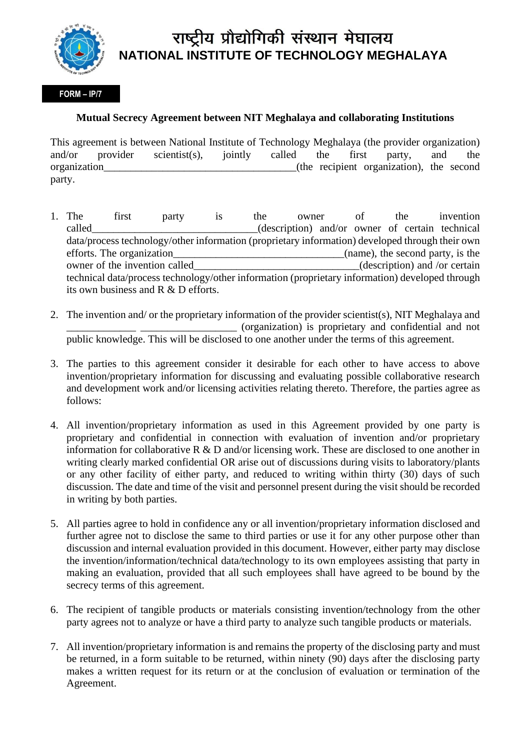# राष्ट्रीय प्रौद्योगिकी संस्थान मेघालय
# NATIONAL INSTITUTE OF TECHNOLOGY MEGHALAYA

**FORM – IP/7**

**Mutual Secrecy Agreement between NIT Meghalaya and collaborating Institutions**

This agreement is between National Institute of Technology Meghalaya (the provider organization) and/or provider scientist(s), jointly called the first party, and the organization____________________________________(the recipient organization), the second party.

1. The first party is the owner of the invention called_______________________________(description) and/or owner of certain technical data/process technology/other information (proprietary information) developed through their own efforts. The organization________________________________(name), the second party, is the owner of the invention called________________________________(description) and /or certain technical data/process technology/other information (proprietary information) developed through its own business and R & D efforts.

2. The invention and/ or the proprietary information of the provider scientist(s), NIT Meghalaya and _____________ __________________ (organization) is proprietary and confidential and not public knowledge. This will be disclosed to one another under the terms of this agreement.

3. The parties to this agreement consider it desirable for each other to have access to above invention/proprietary information for discussing and evaluating possible collaborative research and development work and/or licensing activities relating thereto. Therefore, the parties agree as follows:

4. All invention/proprietary information as used in this Agreement provided by one party is proprietary and confidential in connection with evaluation of invention and/or proprietary information for collaborative R & D and/or licensing work. These are disclosed to one another in writing clearly marked confidential OR arise out of discussions during visits to laboratory/plants or any other facility of either party, and reduced to writing within thirty (30) days of such discussion. The date and time of the visit and personnel present during the visit should be recorded in writing by both parties.

5. All parties agree to hold in confidence any or all invention/proprietary information disclosed and further agree not to disclose the same to third parties or use it for any other purpose other than discussion and internal evaluation provided in this document. However, either party may disclose the invention/information/technical data/technology to its own employees assisting that party in making an evaluation, provided that all such employees shall have agreed to be bound by the secrecy terms of this agreement.

6. The recipient of tangible products or materials consisting invention/technology from the other party agrees not to analyze or have a third party to analyze such tangible products or materials.

7. All invention/proprietary information is and remains the property of the disclosing party and must be returned, in a form suitable to be returned, within ninety (90) days after the disclosing party makes a written request for its return or at the conclusion of evaluation or termination of the Agreement.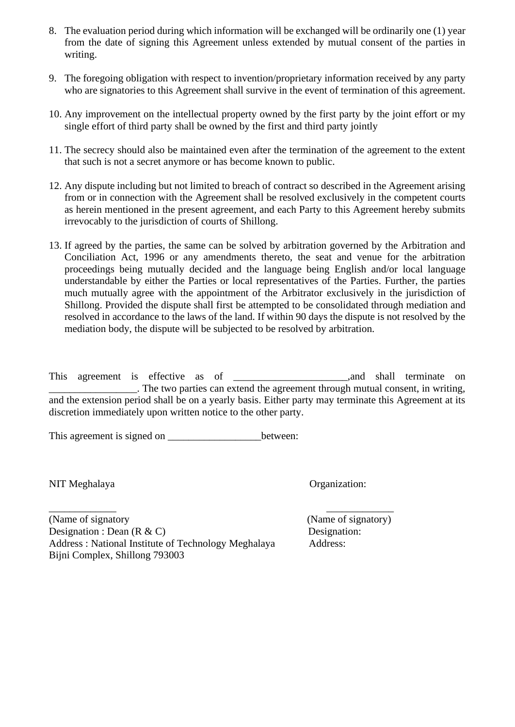8. The evaluation period during which information will be exchanged will be ordinarily one (1) year from the date of signing this Agreement unless extended by mutual consent of the parties in writing.

9. The foregoing obligation with respect to invention/proprietary information received by any party who are signatories to this Agreement shall survive in the event of termination of this agreement.

10. Any improvement on the intellectual property owned by the first party by the joint effort or my single effort of third party shall be owned by the first and third party jointly

11. The secrecy should also be maintained even after the termination of the agreement to the extent that such is not a secret anymore or has become known to public.

12. Any dispute including but not limited to breach of contract so described in the Agreement arising from or in connection with the Agreement shall be resolved exclusively in the competent courts as herein mentioned in the present agreement, and each Party to this Agreement hereby submits irrevocably to the jurisdiction of courts of Shillong.

13. If agreed by the parties, the same can be solved by arbitration governed by the Arbitration and Conciliation Act, 1996 or any amendments thereto, the seat and venue for the arbitration proceedings being mutually decided and the language being English and/or local language understandable by either the Parties or local representatives of the Parties. Further, the parties much mutually agree with the appointment of the Arbitrator exclusively in the jurisdiction of Shillong. Provided the dispute shall first be attempted to be consolidated through mediation and resolved in accordance to the laws of the land. If within 90 days the dispute is not resolved by the mediation body, the dispute will be subjected to be resolved by arbitration.

This agreement is effective as of _____________________,and shall terminate on ________________. The two parties can extend the agreement through mutual consent, in writing, and the extension period shall be on a yearly basis. Either party may terminate this Agreement at its discretion immediately upon written notice to the other party.

This agreement is signed on _________________between:

NIT Meghalaya

____________
(Name of signatory
Designation : Dean (R & C)
Address : National Institute of Technology Meghalaya
Bijni Complex, Shillong 793003

Organization:

____________
(Name of signatory)
Designation:
Address: